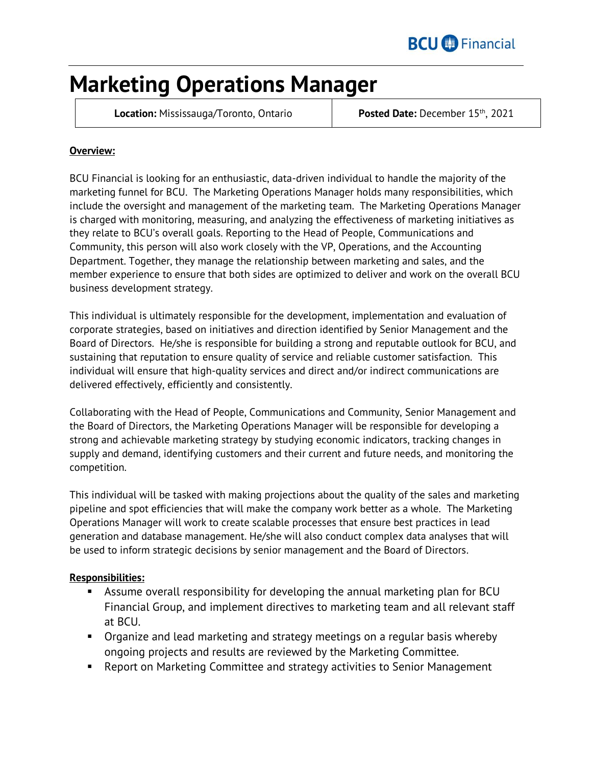# Marketing Operations Manager

| **Location:** Mississauga/Toronto, Ontario | **Posted Date:** December 15th, 2021 |
|---|---|

**Overview:**

BCU Financial is looking for an enthusiastic, data-driven individual to handle the majority of the marketing funnel for BCU. The Marketing Operations Manager holds many responsibilities, which include the oversight and management of the marketing team. The Marketing Operations Manager is charged with monitoring, measuring, and analyzing the effectiveness of marketing initiatives as they relate to BCU's overall goals. Reporting to the Head of People, Communications and Community, this person will also work closely with the VP, Operations, and the Accounting Department. Together, they manage the relationship between marketing and sales, and the member experience to ensure that both sides are optimized to deliver and work on the overall BCU business development strategy.

This individual is ultimately responsible for the development, implementation and evaluation of corporate strategies, based on initiatives and direction identified by Senior Management and the Board of Directors. He/she is responsible for building a strong and reputable outlook for BCU, and sustaining that reputation to ensure quality of service and reliable customer satisfaction. This individual will ensure that high-quality services and direct and/or indirect communications are delivered effectively, efficiently and consistently.

Collaborating with the Head of People, Communications and Community, Senior Management and the Board of Directors, the Marketing Operations Manager will be responsible for developing a strong and achievable marketing strategy by studying economic indicators, tracking changes in supply and demand, identifying customers and their current and future needs, and monitoring the competition.

This individual will be tasked with making projections about the quality of the sales and marketing pipeline and spot efficiencies that will make the company work better as a whole. The Marketing Operations Manager will work to create scalable processes that ensure best practices in lead generation and database management. He/she will also conduct complex data analyses that will be used to inform strategic decisions by senior management and the Board of Directors.

**Responsibilities:**

- Assume overall responsibility for developing the annual marketing plan for BCU Financial Group, and implement directives to marketing team and all relevant staff at BCU.
- Organize and lead marketing and strategy meetings on a regular basis whereby ongoing projects and results are reviewed by the Marketing Committee.
- Report on Marketing Committee and strategy activities to Senior Management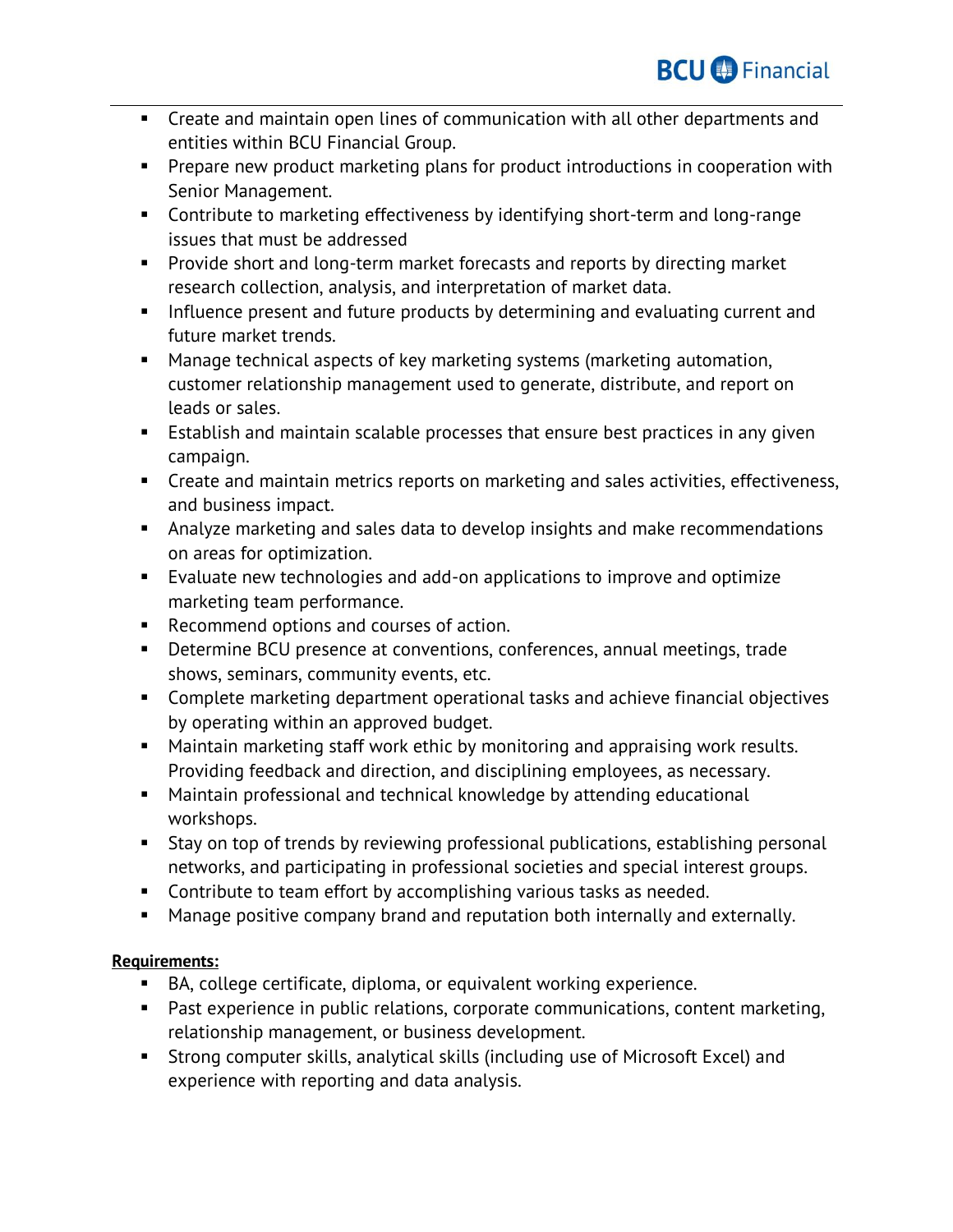- Create and maintain open lines of communication with all other departments and entities within BCU Financial Group.
- Prepare new product marketing plans for product introductions in cooperation with Senior Management.
- Contribute to marketing effectiveness by identifying short-term and long-range issues that must be addressed
- Provide short and long-term market forecasts and reports by directing market research collection, analysis, and interpretation of market data.
- Influence present and future products by determining and evaluating current and future market trends.
- Manage technical aspects of key marketing systems (marketing automation, customer relationship management used to generate, distribute, and report on leads or sales.
- Establish and maintain scalable processes that ensure best practices in any given campaign.
- Create and maintain metrics reports on marketing and sales activities, effectiveness, and business impact.
- Analyze marketing and sales data to develop insights and make recommendations on areas for optimization.
- Evaluate new technologies and add-on applications to improve and optimize marketing team performance.
- Recommend options and courses of action.
- Determine BCU presence at conventions, conferences, annual meetings, trade shows, seminars, community events, etc.
- Complete marketing department operational tasks and achieve financial objectives by operating within an approved budget.
- Maintain marketing staff work ethic by monitoring and appraising work results. Providing feedback and direction, and disciplining employees, as necessary.
- Maintain professional and technical knowledge by attending educational workshops.
- Stay on top of trends by reviewing professional publications, establishing personal networks, and participating in professional societies and special interest groups.
- Contribute to team effort by accomplishing various tasks as needed.
- Manage positive company brand and reputation both internally and externally.

**Requirements:**

- BA, college certificate, diploma, or equivalent working experience.
- Past experience in public relations, corporate communications, content marketing, relationship management, or business development.
- Strong computer skills, analytical skills (including use of Microsoft Excel) and experience with reporting and data analysis.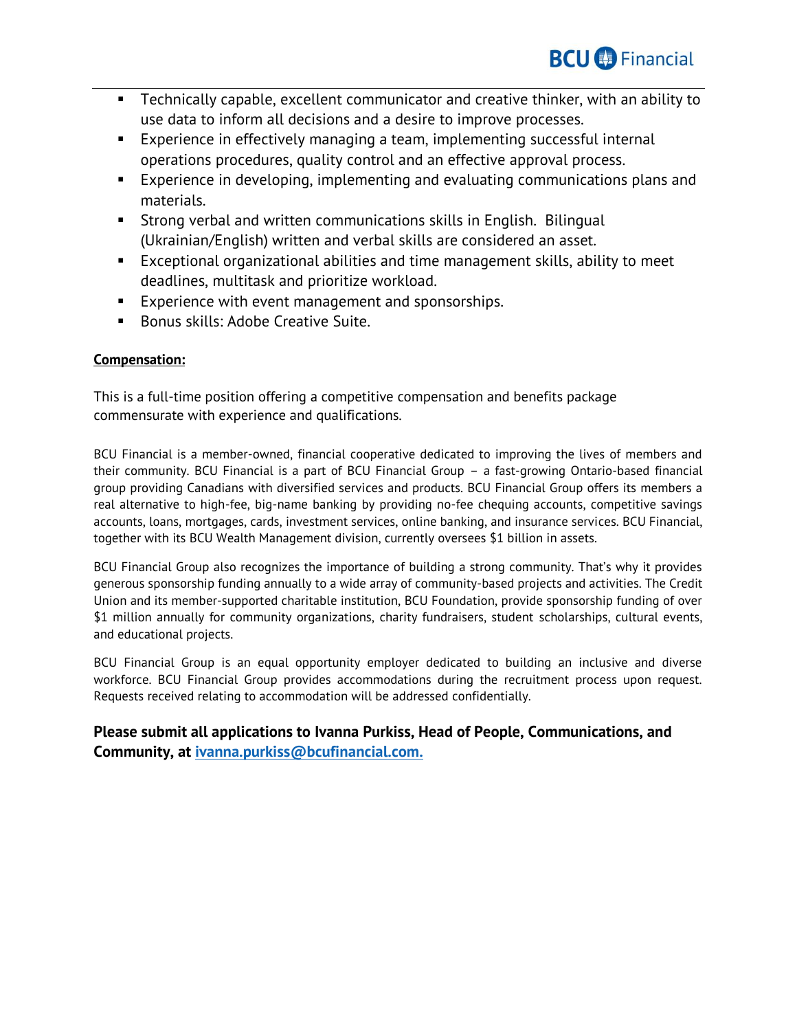- Technically capable, excellent communicator and creative thinker, with an ability to use data to inform all decisions and a desire to improve processes.
- Experience in effectively managing a team, implementing successful internal operations procedures, quality control and an effective approval process.
- Experience in developing, implementing and evaluating communications plans and materials.
- Strong verbal and written communications skills in English. Bilingual (Ukrainian/English) written and verbal skills are considered an asset.
- Exceptional organizational abilities and time management skills, ability to meet deadlines, multitask and prioritize workload.
- Experience with event management and sponsorships.
- Bonus skills: Adobe Creative Suite.

**Compensation:**

This is a full-time position offering a competitive compensation and benefits package commensurate with experience and qualifications.

BCU Financial is a member-owned, financial cooperative dedicated to improving the lives of members and their community. BCU Financial is a part of BCU Financial Group – a fast-growing Ontario-based financial group providing Canadians with diversified services and products. BCU Financial Group offers its members a real alternative to high-fee, big-name banking by providing no-fee chequing accounts, competitive savings accounts, loans, mortgages, cards, investment services, online banking, and insurance services. BCU Financial, together with its BCU Wealth Management division, currently oversees $1 billion in assets.

BCU Financial Group also recognizes the importance of building a strong community. That's why it provides generous sponsorship funding annually to a wide array of community-based projects and activities. The Credit Union and its member-supported charitable institution, BCU Foundation, provide sponsorship funding of over $1 million annually for community organizations, charity fundraisers, student scholarships, cultural events, and educational projects.

BCU Financial Group is an equal opportunity employer dedicated to building an inclusive and diverse workforce. BCU Financial Group provides accommodations during the recruitment process upon request. Requests received relating to accommodation will be addressed confidentially.

**Please submit all applications to Ivanna Purkiss, Head of People, Communications, and Community, at ivanna.purkiss@bcufinancial.com.**